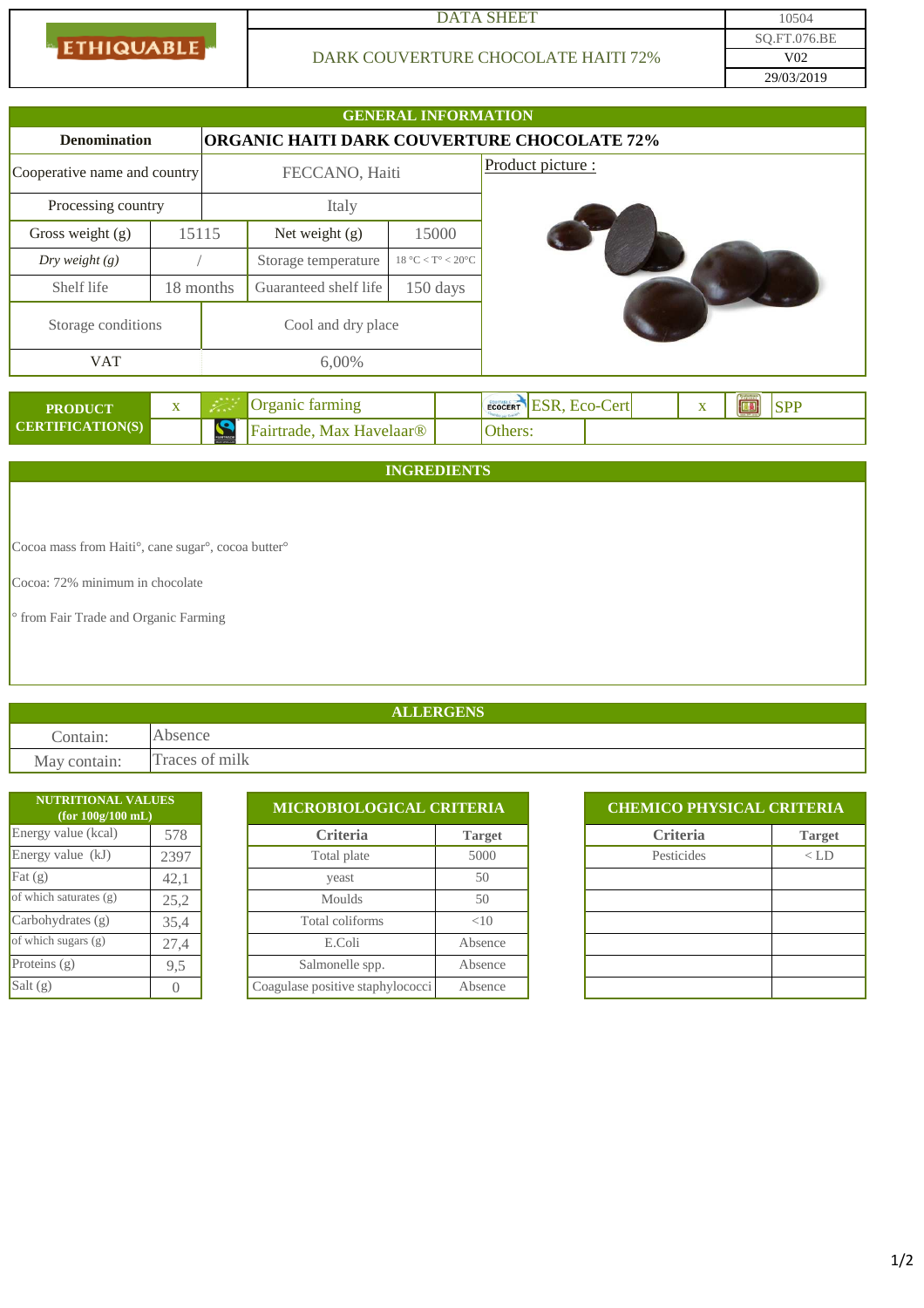| | DATA SHEET | 10504 |
| --- | --- | --- |
| ETHIQUABLE | DARK COUVERTURE CHOCOLATE HAITI 72% | SQ.FT.076.BE |
| | | V02 |
| | | 29/03/2019 |

## GENERAL INFORMATION

| Denomination | ORGANIC HAITI DARK COUVERTURE CHOCOLATE 72% | | | |
| --- | --- | --- | --- | --- |
| Cooperative name and country | FECCANO, Haiti | | | Product picture : |
| Processing country | Italy | | | |
| Gross weight (g) | 15115 | Net weight (g) | 15000 | |
| *Dry weight (g)* | / | Storage temperature | 18 °C < T° < 20°C | |
| Shelf life | 18 months | Guaranteed shelf life | 150 days | |
| Storage conditions | Cool and dry place | | | |
| VAT | 6,00% | | | |

| PRODUCT CERTIFICATION(S) | x | Organic farming | | ESR, Eco-Cert | x | SPP |
| --- | --- | --- | --- | --- | --- | --- |
| | | Fairtrade, Max Havelaar® | | Others: | | |

## INGREDIENTS

Cocoa mass from Haiti°, cane sugar°, cocoa butter°

Cocoa: 72% minimum in chocolate

° from Fair Trade and Organic Farming

## ALLERGENS

| Contain: | Absence |
| --- | --- |
| May contain: | Traces of milk |

| NUTRITIONAL VALUES (for 100g/100 mL) | |
| --- | --- |
| Energy value (kcal) | 578 |
| Energy value (kJ) | 2397 |
| Fat (g) | 42,1 |
| of which saturates (g) | 25,2 |
| Carbohydrates (g) | 35,4 |
| of which sugars (g) | 27,4 |
| Proteins (g) | 9,5 |
| Salt (g) | 0 |

**MICROBIOLOGICAL CRITERIA**

| Criteria | Target |
| --- | --- |
| Total plate | 5000 |
| yeast | 50 |
| Moulds | 50 |
| Total coliforms | <10 |
| E.Coli | Absence |
| Salmonelle spp. | Absence |
| Coagulase positive staphylococci | Absence |

**CHEMICO PHYSICAL CRITERIA**

| Criteria | Target |
| --- | --- |
| Pesticides | < LD |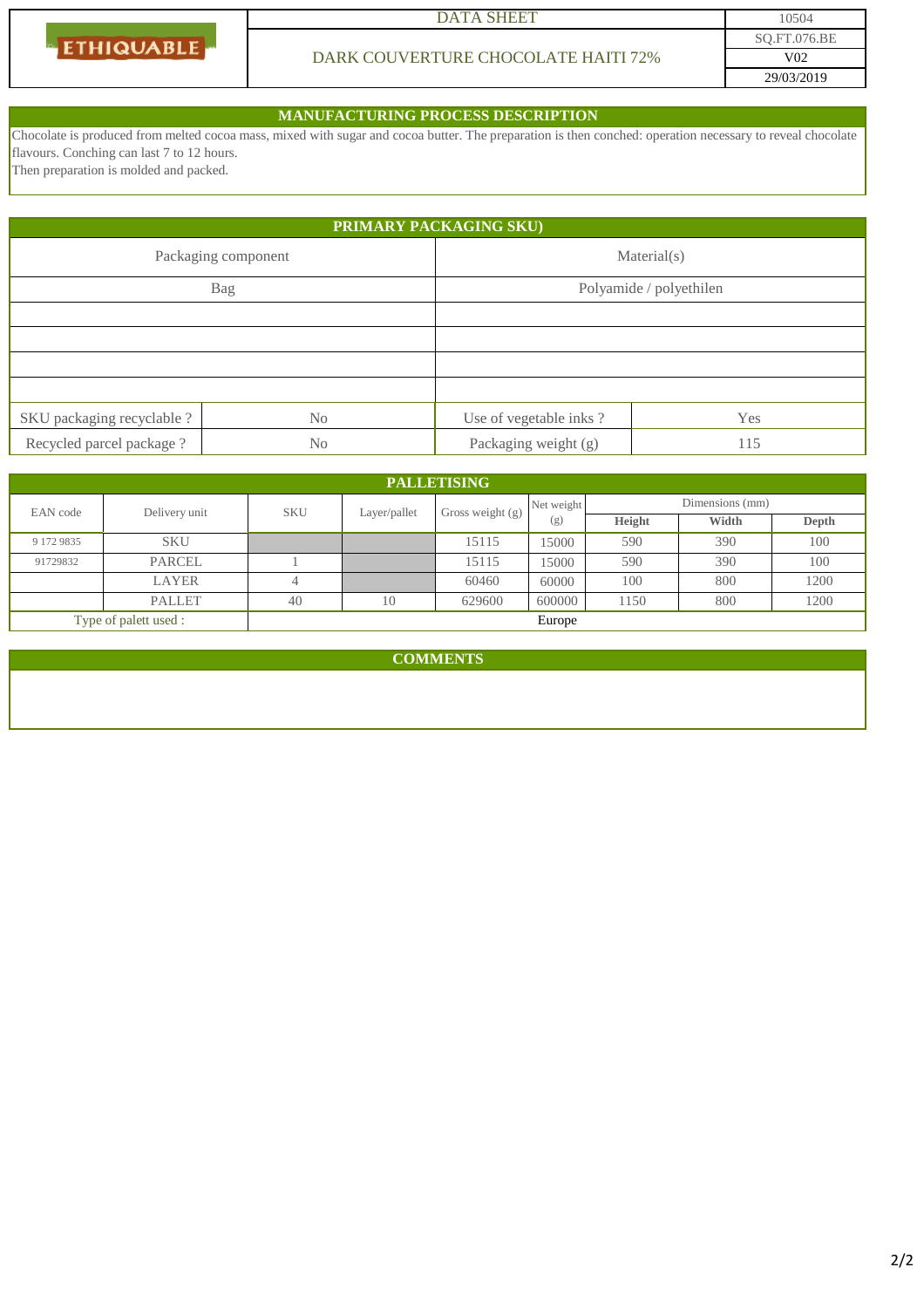| ETHIQUABLE | DATA SHEET | 10504 |
|---|---|---|
| | DARK COUVERTURE CHOCOLATE HAITI 72% | SQ.FT.076.BE |
| | | V02 |
| | | 29/03/2019 |

## MANUFACTURING PROCESS DESCRIPTION

Chocolate is produced from melted cocoa mass, mixed with sugar and cocoa butter. The preparation is then conched: operation necessary to reveal chocolate flavours. Conching can last 7 to 12 hours.
Then preparation is molded and packed.

## PRIMARY PACKAGING SKU)

| Packaging component | | Material(s) | |
|---|---|---|---|
| Bag | | Polyamide / polyethilen | |
| | | | |
| | | | |
| | | | |
| | | | |
| SKU packaging recyclable ? | No | Use of vegetable inks ? | Yes |
| Recycled parcel package ? | No | Packaging weight (g) | 115 |

## PALLETISING

| EAN code | Delivery unit | SKU | Layer/pallet | Gross weight (g) | Net weight (g) | Dimensions (mm) | | |
|---|---|---|---|---|---|---|---|---|
| | | | | | | Height | Width | Depth |
| 9 172 9835 | SKU | | | 15115 | 15000 | 590 | 390 | 100 |
| 91729832 | PARCEL | 1 | | 15115 | 15000 | 590 | 390 | 100 |
| | LAYER | 4 | | 60460 | 60000 | 100 | 800 | 1200 |
| | PALLET | 40 | 10 | 629600 | 600000 | 1150 | 800 | 1200 |
| Type of palett used : | | Europe | | | | | | |

## COMMENTS